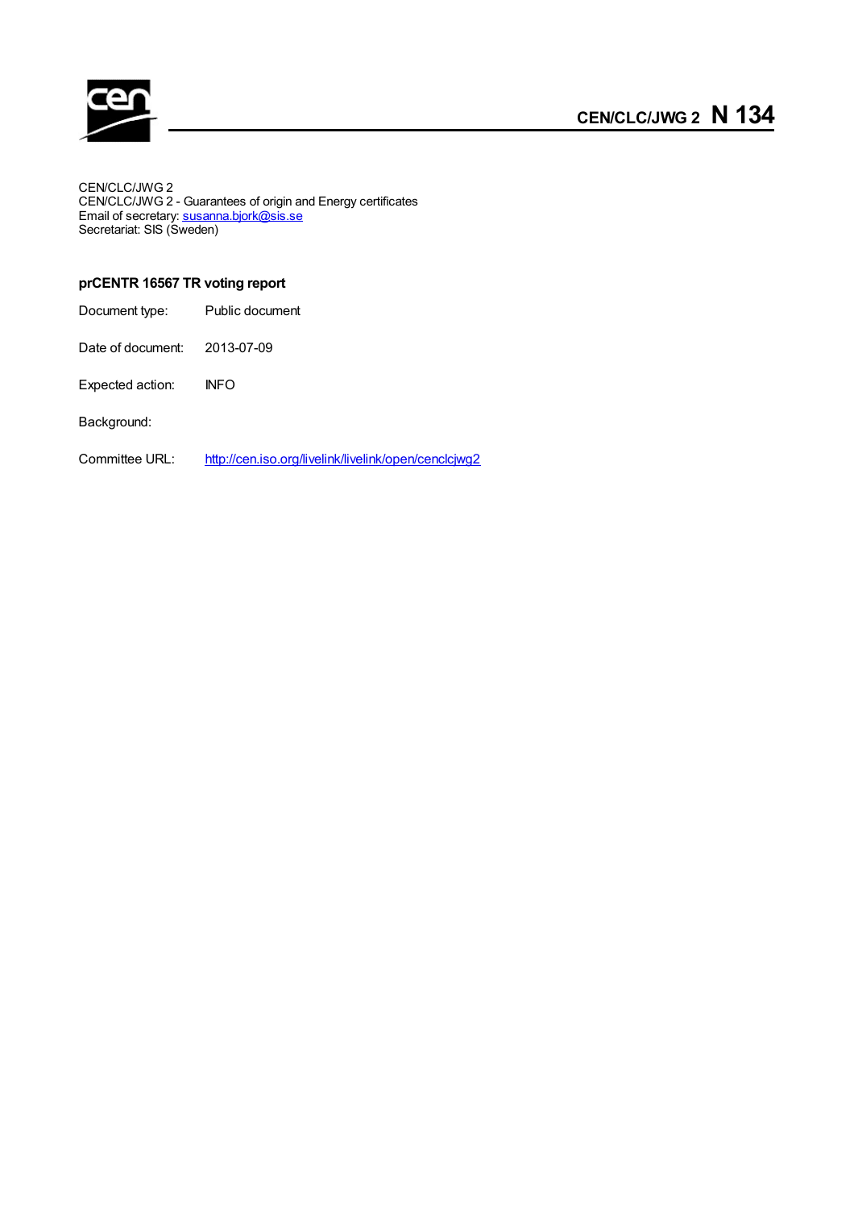# CEN/CLC/JWG 2 N 134

CEN/CLC/JWG 2
CEN/CLC/JWG 2 - Guarantees of origin and Energy certificates
Email of secretary: susanna.bjork@sis.se
Secretariat: SIS (Sweden)

## prCENTR 16567 TR voting report

Document type: Public document

Date of document: 2013-07-09

Expected action: INFO

Background:

Committee URL: http://cen.iso.org/livelink/livelink/open/cenclcjwg2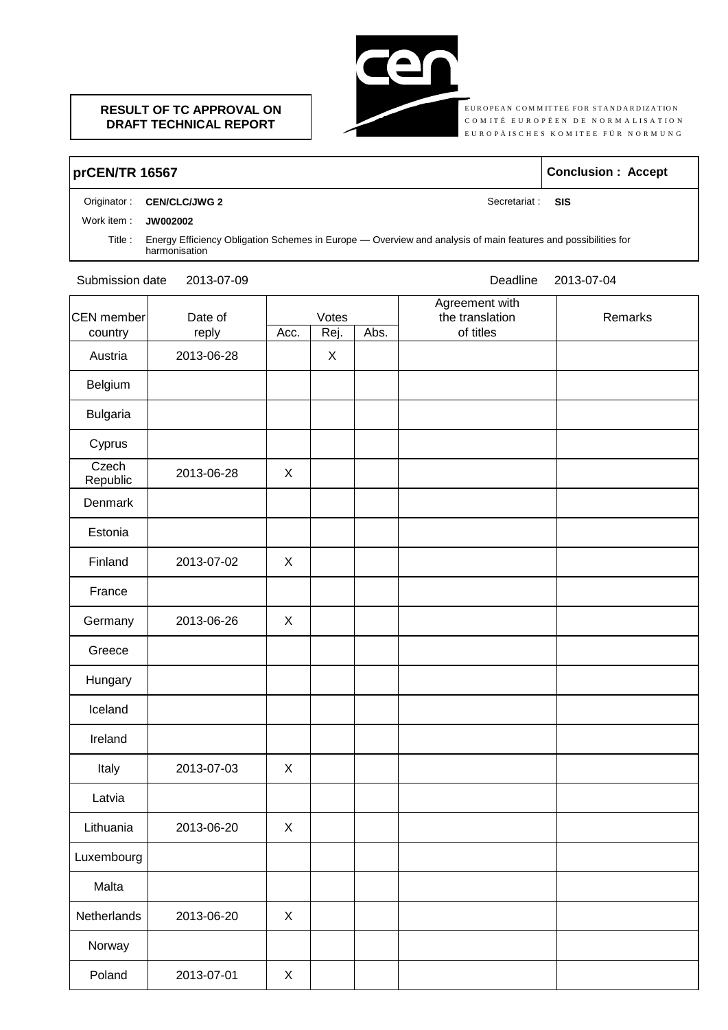**RESULT OF TC APPROVAL ON DRAFT TECHNICAL REPORT**

EUROPEAN COMMITTEE FOR STANDARDIZATION
COMITÉ EUROPÉEN DE NORMALISATION
EUROPÄISCHES KOMITEE FÜR NORMUNG

| **prCEN/TR 16567** | **Conclusion : Accept** |
|---|---|

Originator : **CEN/CLC/JWG 2** Secretariat : **SIS**

Work item : **JW002002**

Title : Energy Efficiency Obligation Schemes in Europe — Overview and analysis of main features and possibilities for harmonisation

Submission date 2013-07-09 Deadline 2013-07-04

| CEN member country | Date of reply | Votes | | | Agreement with the translation of titles | Remarks |
|---|---|---|---|---|---|---|
| | | Acc. | Rej. | Abs. | | |
| Austria | 2013-06-28 | | X | | | |
| Belgium | | | | | | |
| Bulgaria | | | | | | |
| Cyprus | | | | | | |
| Czech Republic | 2013-06-28 | X | | | | |
| Denmark | | | | | | |
| Estonia | | | | | | |
| Finland | 2013-07-02 | X | | | | |
| France | | | | | | |
| Germany | 2013-06-26 | X | | | | |
| Greece | | | | | | |
| Hungary | | | | | | |
| Iceland | | | | | | |
| Ireland | | | | | | |
| Italy | 2013-07-03 | X | | | | |
| Latvia | | | | | | |
| Lithuania | 2013-06-20 | X | | | | |
| Luxembourg | | | | | | |
| Malta | | | | | | |
| Netherlands | 2013-06-20 | X | | | | |
| Norway | | | | | | |
| Poland | 2013-07-01 | X | | | | |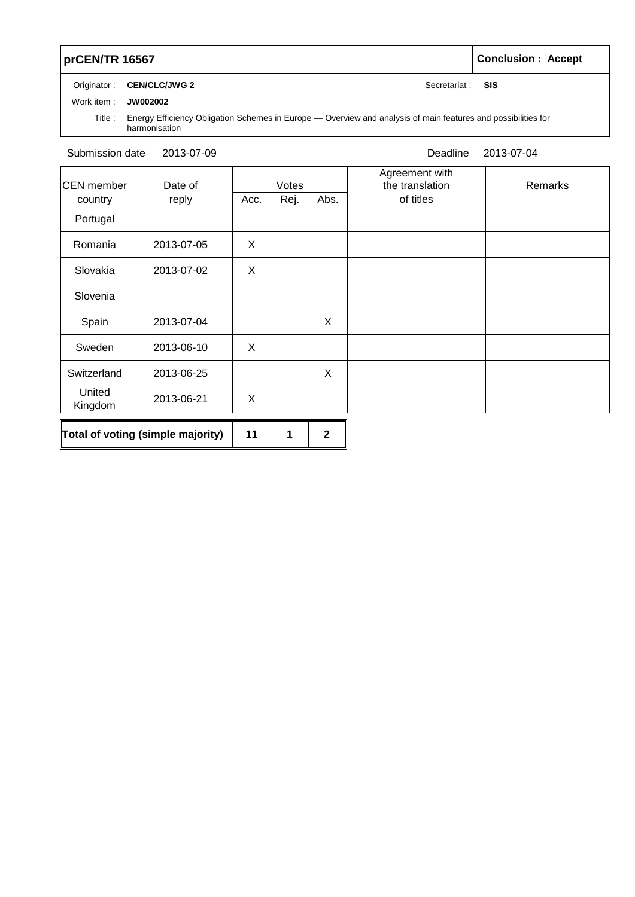| **prCEN/TR 16567** | **Conclusion : Accept** |
|---|---|

Originator : **CEN/CLC/JWG 2** Secretariat : **SIS**

Work item : **JW002002**

Title : Energy Efficiency Obligation Schemes in Europe — Overview and analysis of main features and possibilities for harmonisation

Submission date 2013-07-09 Deadline 2013-07-04

| CEN member country | Date of reply | Votes | | | Agreement with the translation of titles | Remarks |
|---|---|---|---|---|---|---|
| | | Acc. | Rej. | Abs. | | |
| Portugal | | | | | | |
| Romania | 2013-07-05 | X | | | | |
| Slovakia | 2013-07-02 | X | | | | |
| Slovenia | | | | | | |
| Spain | 2013-07-04 | | | X | | |
| Sweden | 2013-06-10 | X | | | | |
| Switzerland | 2013-06-25 | | | X | | |
| United Kingdom | 2013-06-21 | X | | | | |

| **Total of voting (simple majority)** | **11** | **1** | **2** |
|---|---|---|---|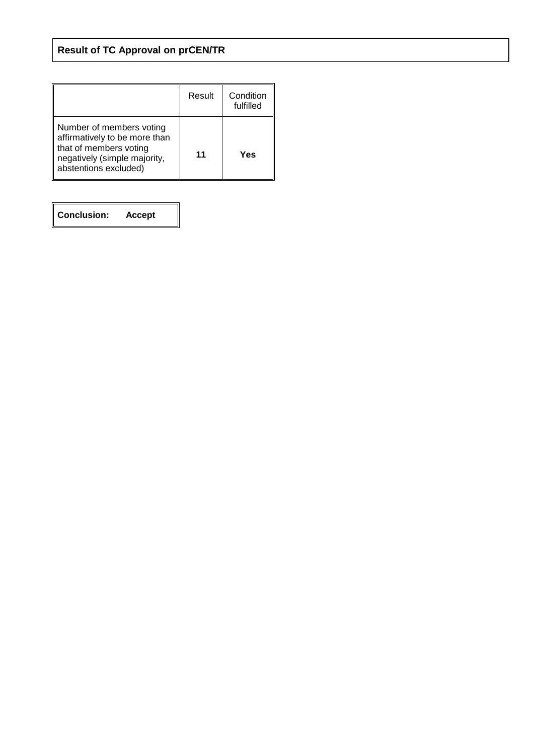**Result of TC Approval on prCEN/TR**

| | Result | Condition fulfilled |
|---|---|---|
| Number of members voting affirmatively to be more than that of members voting negatively (simple majority, abstentions excluded) | **11** | **Yes** |

**Conclusion: Accept**